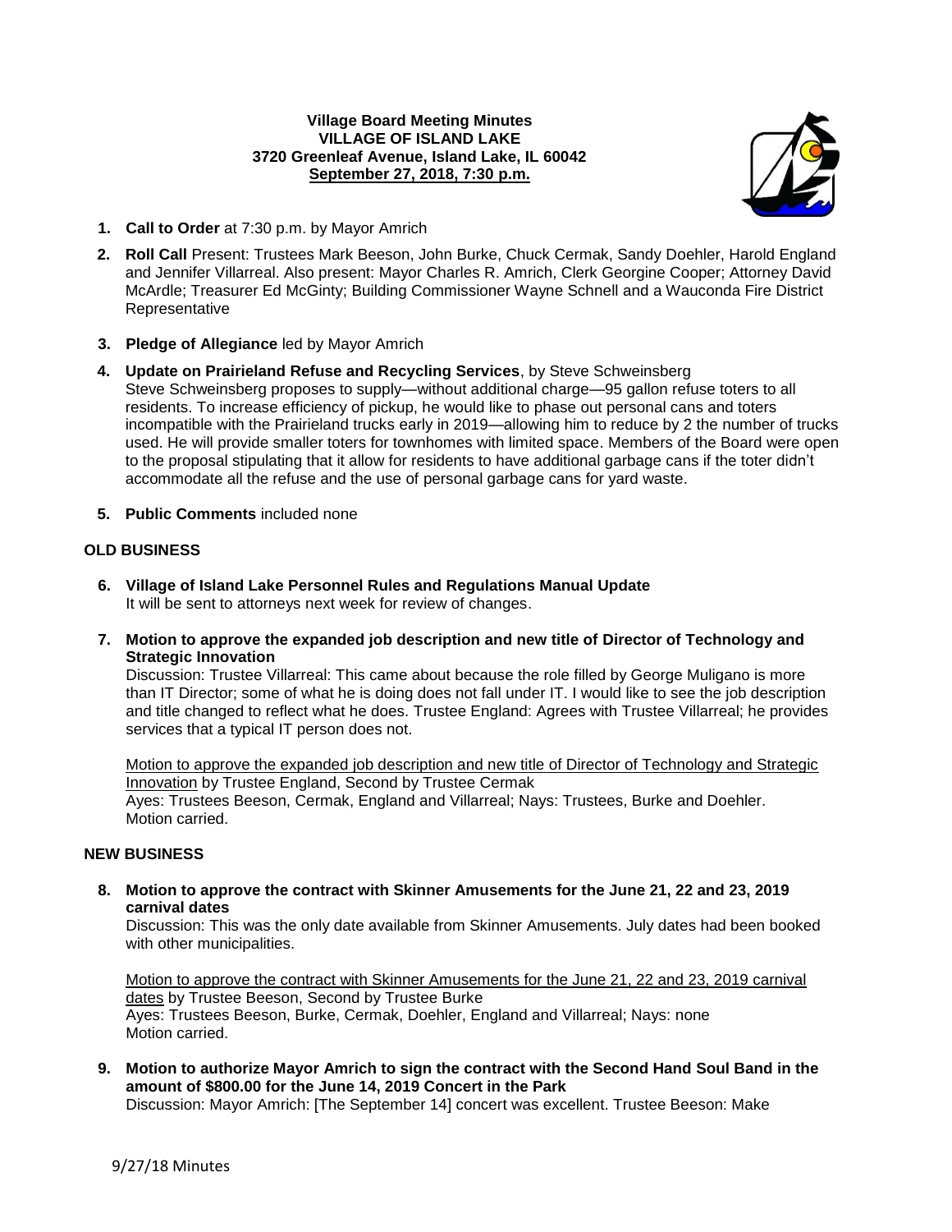**Village Board Meeting Minutes**
**VILLAGE OF ISLAND LAKE**
**3720 Greenleaf Avenue, Island Lake, IL 60042**
**September 27, 2018, 7:30 p.m.**

1. **Call to Order** at 7:30 p.m. by Mayor Amrich
2. **Roll Call** Present: Trustees Mark Beeson, John Burke, Chuck Cermak, Sandy Doehler, Harold England and Jennifer Villarreal. Also present: Mayor Charles R. Amrich, Clerk Georgine Cooper; Attorney David McArdle; Treasurer Ed McGinty; Building Commissioner Wayne Schnell and a Wauconda Fire District Representative
3. **Pledge of Allegiance** led by Mayor Amrich
4. **Update on Prairieland Refuse and Recycling Services**, by Steve Schweinsberg
   Steve Schweinsberg proposes to supply—without additional charge—95 gallon refuse toters to all residents. To increase efficiency of pickup, he would like to phase out personal cans and toters incompatible with the Prairieland trucks early in 2019—allowing him to reduce by 2 the number of trucks used. He will provide smaller toters for townhomes with limited space. Members of the Board were open to the proposal stipulating that it allow for residents to have additional garbage cans if the toter didn't accommodate all the refuse and the use of personal garbage cans for yard waste.
5. **Public Comments** included none

## OLD BUSINESS

6. **Village of Island Lake Personnel Rules and Regulations Manual Update**
   It will be sent to attorneys next week for review of changes.
7. **Motion to approve the expanded job description and new title of Director of Technology and Strategic Innovation**
   Discussion: Trustee Villarreal: This came about because the role filled by George Muligano is more than IT Director; some of what he is doing does not fall under IT. I would like to see the job description and title changed to reflect what he does. Trustee England: Agrees with Trustee Villarreal; he provides services that a typical IT person does not.

   Motion to approve the expanded job description and new title of Director of Technology and Strategic Innovation by Trustee England, Second by Trustee Cermak
   Ayes: Trustees Beeson, Cermak, England and Villarreal; Nays: Trustees, Burke and Doehler.
   Motion carried.

## NEW BUSINESS

8. **Motion to approve the contract with Skinner Amusements for the June 21, 22 and 23, 2019 carnival dates**
   Discussion: This was the only date available from Skinner Amusements. July dates had been booked with other municipalities.

   Motion to approve the contract with Skinner Amusements for the June 21, 22 and 23, 2019 carnival dates by Trustee Beeson, Second by Trustee Burke
   Ayes: Trustees Beeson, Burke, Cermak, Doehler, England and Villarreal; Nays: none
   Motion carried.
9. **Motion to authorize Mayor Amrich to sign the contract with the Second Hand Soul Band in the amount of $800.00 for the June 14, 2019 Concert in the Park**
   Discussion: Mayor Amrich: [The September 14] concert was excellent. Trustee Beeson: Make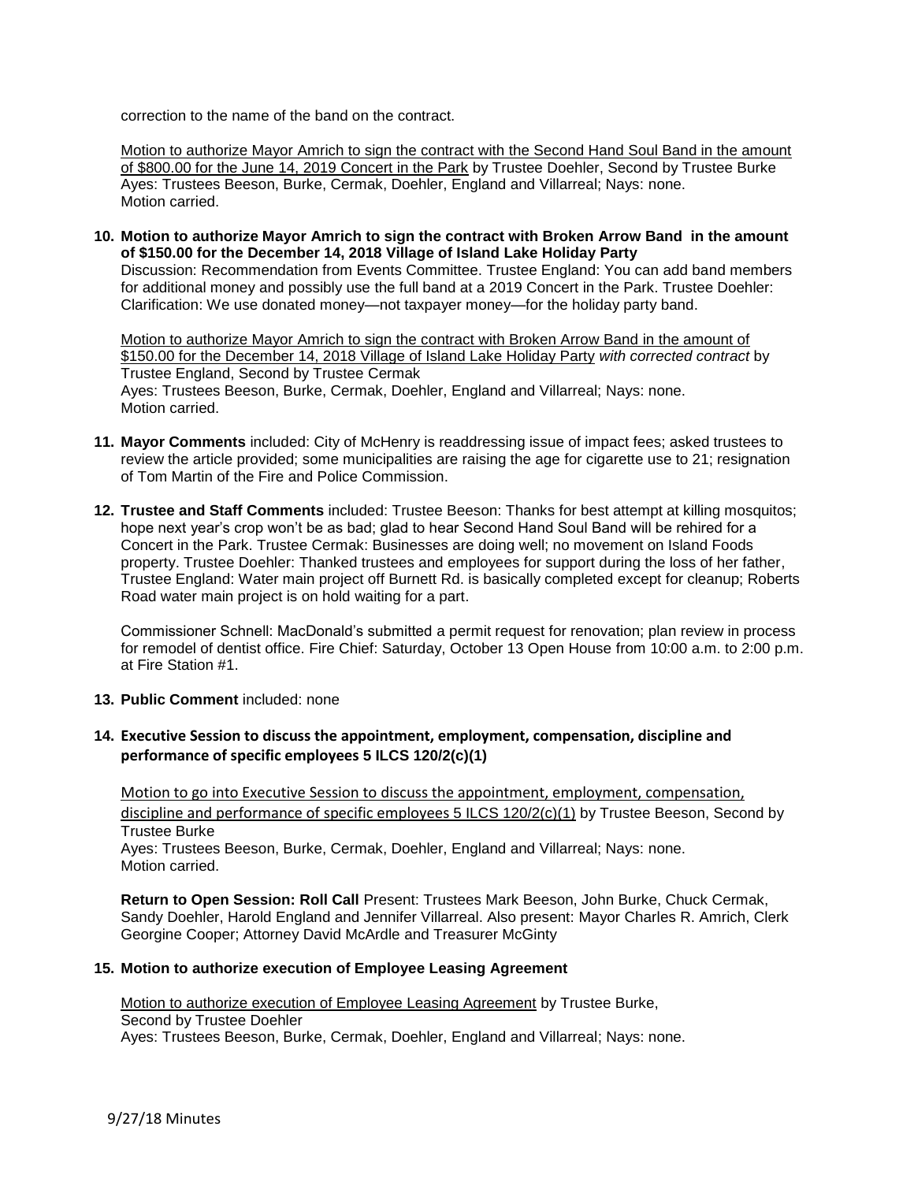correction to the name of the band on the contract.

Motion to authorize Mayor Amrich to sign the contract with the Second Hand Soul Band in the amount of $800.00 for the June 14, 2019 Concert in the Park by Trustee Doehler, Second by Trustee Burke
Ayes: Trustees Beeson, Burke, Cermak, Doehler, England and Villarreal; Nays: none.
Motion carried.

**10. Motion to authorize Mayor Amrich to sign the contract with Broken Arrow Band in the amount of $150.00 for the December 14, 2018 Village of Island Lake Holiday Party**
Discussion: Recommendation from Events Committee. Trustee England: You can add band members for additional money and possibly use the full band at a 2019 Concert in the Park. Trustee Doehler: Clarification: We use donated money—not taxpayer money—for the holiday party band.

Motion to authorize Mayor Amrich to sign the contract with Broken Arrow Band in the amount of $150.00 for the December 14, 2018 Village of Island Lake Holiday Party *with corrected contract* by Trustee England, Second by Trustee Cermak
Ayes: Trustees Beeson, Burke, Cermak, Doehler, England and Villarreal; Nays: none.
Motion carried.

**11. Mayor Comments** included: City of McHenry is readdressing issue of impact fees; asked trustees to review the article provided; some municipalities are raising the age for cigarette use to 21; resignation of Tom Martin of the Fire and Police Commission.

**12. Trustee and Staff Comments** included: Trustee Beeson: Thanks for best attempt at killing mosquitos; hope next year's crop won't be as bad; glad to hear Second Hand Soul Band will be rehired for a Concert in the Park. Trustee Cermak: Businesses are doing well; no movement on Island Foods property. Trustee Doehler: Thanked trustees and employees for support during the loss of her father, Trustee England: Water main project off Burnett Rd. is basically completed except for cleanup; Roberts Road water main project is on hold waiting for a part.

Commissioner Schnell: MacDonald's submitted a permit request for renovation; plan review in process for remodel of dentist office. Fire Chief: Saturday, October 13 Open House from 10:00 a.m. to 2:00 p.m. at Fire Station #1.

**13. Public Comment** included: none

**14. Executive Session to discuss the appointment, employment, compensation, discipline and performance of specific employees 5 ILCS 120/2(c)(1)**

Motion to go into Executive Session to discuss the appointment, employment, compensation, discipline and performance of specific employees 5 ILCS 120/2(c)(1) by Trustee Beeson, Second by Trustee Burke
Ayes: Trustees Beeson, Burke, Cermak, Doehler, England and Villarreal; Nays: none.
Motion carried.

**Return to Open Session: Roll Call** Present: Trustees Mark Beeson, John Burke, Chuck Cermak, Sandy Doehler, Harold England and Jennifer Villarreal. Also present: Mayor Charles R. Amrich, Clerk Georgine Cooper; Attorney David McArdle and Treasurer McGinty

**15. Motion to authorize execution of Employee Leasing Agreement**

Motion to authorize execution of Employee Leasing Agreement by Trustee Burke, Second by Trustee Doehler
Ayes: Trustees Beeson, Burke, Cermak, Doehler, England and Villarreal; Nays: none.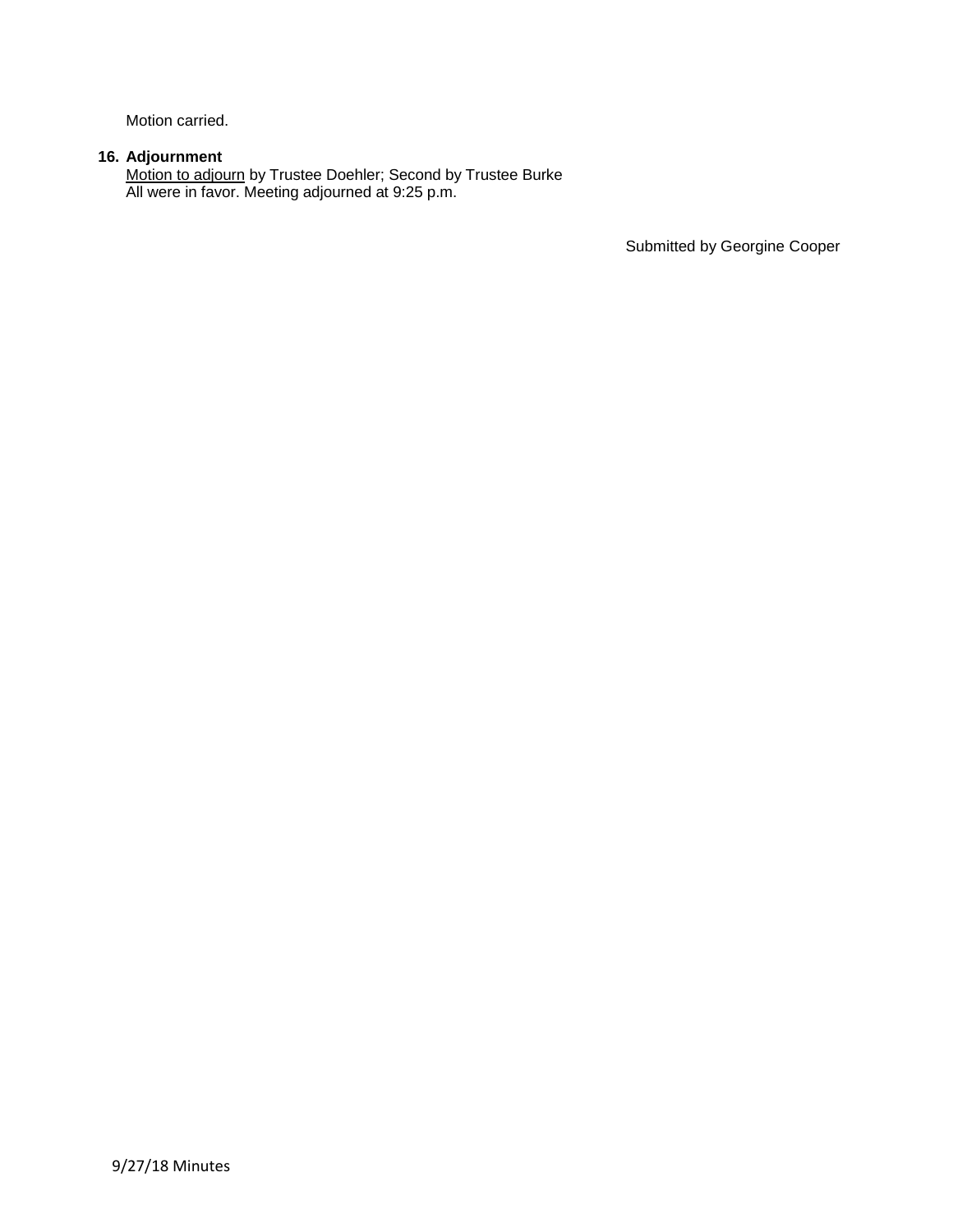Motion carried.

**16. Adjournment**

Motion to adjourn by Trustee Doehler; Second by Trustee Burke
All were in favor. Meeting adjourned at 9:25 p.m.

Submitted by Georgine Cooper